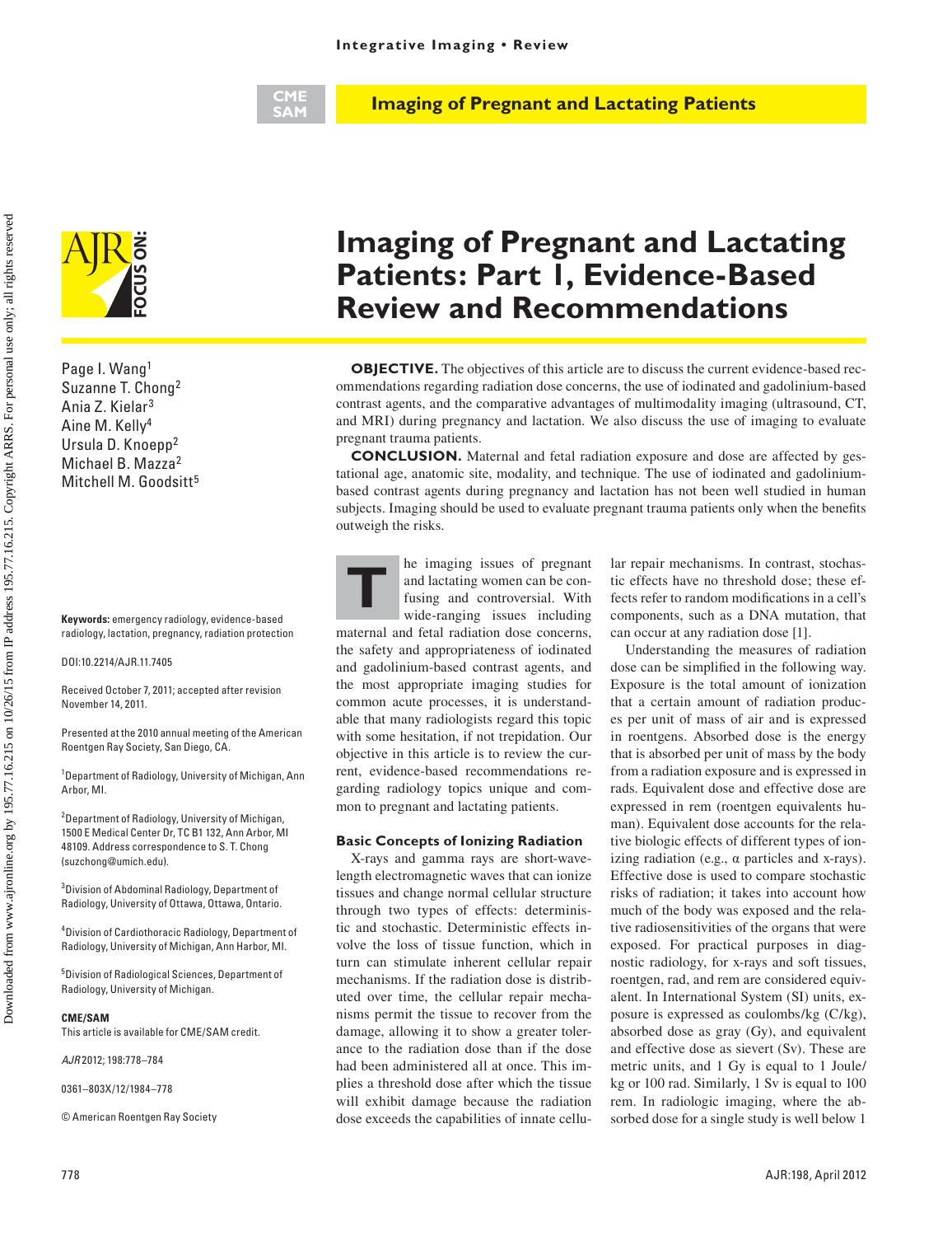Integrative Imaging • Review

CME SAM

**Imaging of Pregnant and Lactating Patients**

# Imaging of Pregnant and Lactating Patients: Part 1, Evidence-Based Review and Recommendations

Page I. Wang[1]
Suzanne T. Chong[2]
Ania Z. Kielar[3]
Aine M. Kelly[4]
Ursula D. Knoepp[2]
Michael B. Mazza[2]
Mitchell M. Goodsitt[5]

**Keywords:** emergency radiology, evidence-based radiology, lactation, pregnancy, radiation protection

DOI:10.2214/AJR.11.7405

Received October 7, 2011; accepted after revision November 14, 2011.

Presented at the 2010 annual meeting of the American Roentgen Ray Society, San Diego, CA.

[1]Department of Radiology, University of Michigan, Ann Arbor, MI.

[2]Department of Radiology, University of Michigan, 1500 E Medical Center Dr, TC B1 132, Ann Arbor, MI 48109. Address correspondence to S. T. Chong (suzchong@umich.edu).

[3]Division of Abdominal Radiology, Department of Radiology, University of Ottawa, Ottawa, Ontario.

[4]Division of Cardiothoracic Radiology, Department of Radiology, University of Michigan, Ann Harbor, MI.

[5]Division of Radiological Sciences, Department of Radiology, University of Michigan.

**CME/SAM**
This article is available for CME/SAM credit.

*AJR* 2012; 198:778–784

0361–803X/12/1984–778

© American Roentgen Ray Society

**OBJECTIVE.** The objectives of this article are to discuss the current evidence-based recommendations regarding radiation dose concerns, the use of iodinated and gadolinium-based contrast agents, and the comparative advantages of multimodality imaging (ultrasound, CT, and MRI) during pregnancy and lactation. We also discuss the use of imaging to evaluate pregnant trauma patients.

**CONCLUSION.** Maternal and fetal radiation exposure and dose are affected by gestational age, anatomic site, modality, and technique. The use of iodinated and gadolinium-based contrast agents during pregnancy and lactation has not been well studied in human subjects. Imaging should be used to evaluate pregnant trauma patients only when the benefits outweigh the risks.

The imaging issues of pregnant and lactating women can be confusing and controversial. With wide-ranging issues including maternal and fetal radiation dose concerns, the safety and appropriateness of iodinated and gadolinium-based contrast agents, and the most appropriate imaging studies for common acute processes, it is understandable that many radiologists regard this topic with some hesitation, if not trepidation. Our objective in this article is to review the current, evidence-based recommendations regarding radiology topics unique and common to pregnant and lactating patients.

## Basic Concepts of Ionizing Radiation

X-rays and gamma rays are short-wavelength electromagnetic waves that can ionize tissues and change normal cellular structure through two types of effects: deterministic and stochastic. Deterministic effects involve the loss of tissue function, which in turn can stimulate inherent cellular repair mechanisms. If the radiation dose is distributed over time, the cellular repair mechanisms permit the tissue to recover from the damage, allowing it to show a greater tolerance to the radiation dose than if the dose had been administered all at once. This implies a threshold dose after which the tissue will exhibit damage because the radiation dose exceeds the capabilities of innate cellular repair mechanisms. In contrast, stochastic effects have no threshold dose; these effects refer to random modifications in a cell's components, such as a DNA mutation, that can occur at any radiation dose [1].

Understanding the measures of radiation dose can be simplified in the following way. Exposure is the total amount of ionization that a certain amount of radiation produces per unit of mass of air and is expressed in roentgens. Absorbed dose is the energy that is absorbed per unit of mass by the body from a radiation exposure and is expressed in rads. Equivalent dose and effective dose are expressed in rem (roentgen equivalents human). Equivalent dose accounts for the relative biologic effects of different types of ionizing radiation (e.g., α particles and x-rays). Effective dose is used to compare stochastic risks of radiation; it takes into account how much of the body was exposed and the relative radiosensitivities of the organs that were exposed. For practical purposes in diagnostic radiology, for x-rays and soft tissues, roentgen, rad, and rem are considered equivalent. In International System (SI) units, exposure is expressed as coulombs/kg (C/kg), absorbed dose as gray (Gy), and equivalent and effective dose as sievert (Sv). These are metric units, and 1 Gy is equal to 1 Joule/kg or 100 rad. Similarly, 1 Sv is equal to 100 rem. In radiologic imaging, where the absorbed dose for a single study is well below 1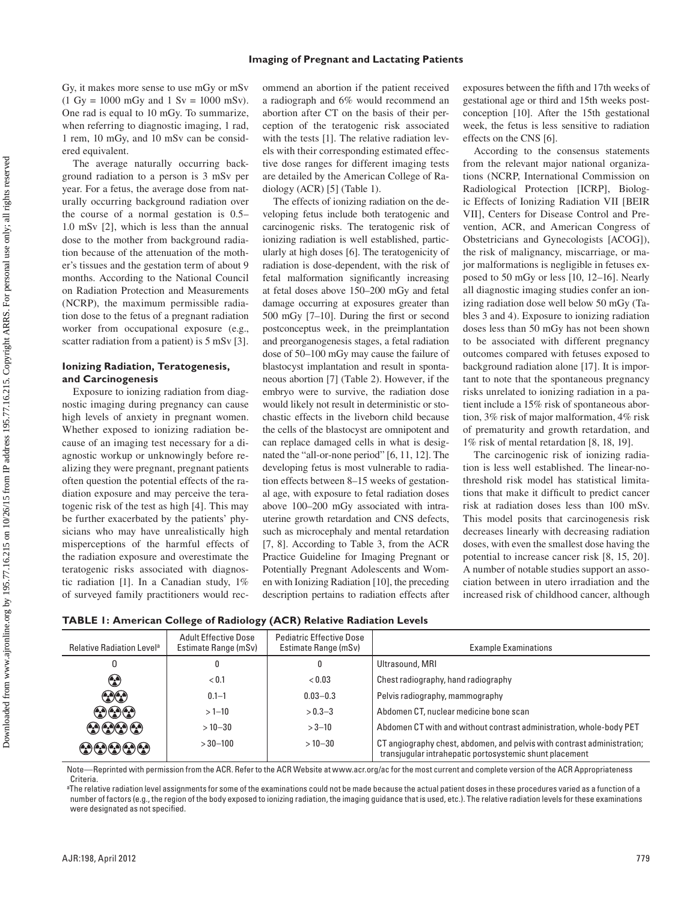Gy, it makes more sense to use mGy or mSv (1 Gy = 1000 mGy and 1 Sv = 1000 mSv). One rad is equal to 10 mGy. To summarize, when referring to diagnostic imaging, 1 rad, 1 rem, 10 mGy, and 10 mSv can be considered equivalent.

The average naturally occurring background radiation to a person is 3 mSv per year. For a fetus, the average dose from naturally occurring background radiation over the course of a normal gestation is 0.5–1.0 mSv [2], which is less than the annual dose to the mother from background radiation because of the attenuation of the mother's tissues and the gestation term of about 9 months. According to the National Council on Radiation Protection and Measurements (NCRP), the maximum permissible radiation dose to the fetus of a pregnant radiation worker from occupational exposure (e.g., scatter radiation from a patient) is 5 mSv [3].

### Ionizing Radiation, Teratogenesis, and Carcinogenesis

Exposure to ionizing radiation from diagnostic imaging during pregnancy can cause high levels of anxiety in pregnant women. Whether exposed to ionizing radiation because of an imaging test necessary for a diagnostic workup or unknowingly before realizing they were pregnant, pregnant patients often question the potential effects of the radiation exposure and may perceive the teratogenic risk of the test as high [4]. This may be further exacerbated by the patients' physicians who may have unrealistically high misperceptions of the harmful effects of the radiation exposure and overestimate the teratogenic risks associated with diagnostic radiation [1]. In a Canadian study, 1% of surveyed family practitioners would recommend an abortion if the patient received a radiograph and 6% would recommend an abortion after CT on the basis of their perception of the teratogenic risk associated with the tests [1]. The relative radiation levels with their corresponding estimated effective dose ranges for different imaging tests are detailed by the American College of Radiology (ACR) [5] (Table 1).

The effects of ionizing radiation on the developing fetus include both teratogenic and carcinogenic risks. The teratogenic risk of ionizing radiation is well established, particularly at high doses [6]. The teratogenicity of radiation is dose-dependent, with the risk of fetal malformation significantly increasing at fetal doses above 150–200 mGy and fetal damage occurring at exposures greater than 500 mGy [7–10]. During the first or second postconceptus week, in the preimplantation and preorganogenesis stages, a fetal radiation dose of 50–100 mGy may cause the failure of blastocyst implantation and result in spontaneous abortion [7] (Table 2). However, if the embryo were to survive, the radiation dose would likely not result in deterministic or stochastic effects in the liveborn child because the cells of the blastocyst are omnipotent and can replace damaged cells in what is designated the "all-or-none period" [6, 11, 12]. The developing fetus is most vulnerable to radiation effects between 8–15 weeks of gestational age, with exposure to fetal radiation doses above 100–200 mGy associated with intrauterine growth retardation and CNS defects, such as microcephaly and mental retardation [7, 8]. According to Table 3, from the ACR Practice Guideline for Imaging Pregnant or Potentially Pregnant Adolescents and Women with Ionizing Radiation [10], the preceding description pertains to radiation effects after exposures between the fifth and 17th weeks of gestational age or third and 15th weeks postconception [10]. After the 15th gestational week, the fetus is less sensitive to radiation effects on the CNS [6].

According to the consensus statements from the relevant major national organizations (NCRP, International Commission on Radiological Protection [ICRP], Biologic Effects of Ionizing Radiation VII [BEIR VII], Centers for Disease Control and Prevention, ACR, and American Congress of Obstetricians and Gynecologists [ACOG]), the risk of malignancy, miscarriage, or major malformations is negligible in fetuses exposed to 50 mGy or less [10, 12–16]. Nearly all diagnostic imaging studies confer an ionizing radiation dose well below 50 mGy (Tables 3 and 4). Exposure to ionizing radiation doses less than 50 mGy has not been shown to be associated with different pregnancy outcomes compared with fetuses exposed to background radiation alone [17]. It is important to note that the spontaneous pregnancy risks unrelated to ionizing radiation in a patient include a 15% risk of spontaneous abortion, 3% risk of major malformation, 4% risk of prematurity and growth retardation, and 1% risk of mental retardation [8, 18, 19].

The carcinogenic risk of ionizing radiation is less well established. The linear-no-threshold risk model has statistical limitations that make it difficult to predict cancer risk at radiation doses less than 100 mSv. This model posits that carcinogenesis risk decreases linearly with decreasing radiation doses, with even the smallest dose having the potential to increase cancer risk [8, 15, 20]. A number of notable studies support an association between in utero irradiation and the increased risk of childhood cancer, although

**TABLE 1: American College of Radiology (ACR) Relative Radiation Levels**

| Relative Radiation Level[a] | Adult Effective Dose Estimate Range (mSv) | Pediatric Effective Dose Estimate Range (mSv) | Example Examinations |
|---|---|---|---|
| 0 | 0 | 0 | Ultrasound, MRI |
| ☢ | < 0.1 | < 0.03 | Chest radiography, hand radiography |
| ☢☢ | 0.1–1 | 0.03–0.3 | Pelvis radiography, mammography |
| ☢☢☢ | > 1–10 | > 0.3–3 | Abdomen CT, nuclear medicine bone scan |
| ☢☢☢☢ | > 10–30 | > 3–10 | Abdomen CT with and without contrast administration, whole-body PET |
| ☢☢☢☢☢ | > 30–100 | > 10–30 | CT angiography chest, abdomen, and pelvis with contrast administration; transjugular intrahepatic portosystemic shunt placement |

Note—Reprinted with permission from the ACR. Refer to the ACR Website at www.acr.org/ac for the most current and complete version of the ACR Appropriateness Criteria.

[a]The relative radiation level assignments for some of the examinations could not be made because the actual patient doses in these procedures varied as a function of a number of factors (e.g., the region of the body exposed to ionizing radiation, the imaging guidance that is used, etc.). The relative radiation levels for these examinations were designated as not specified.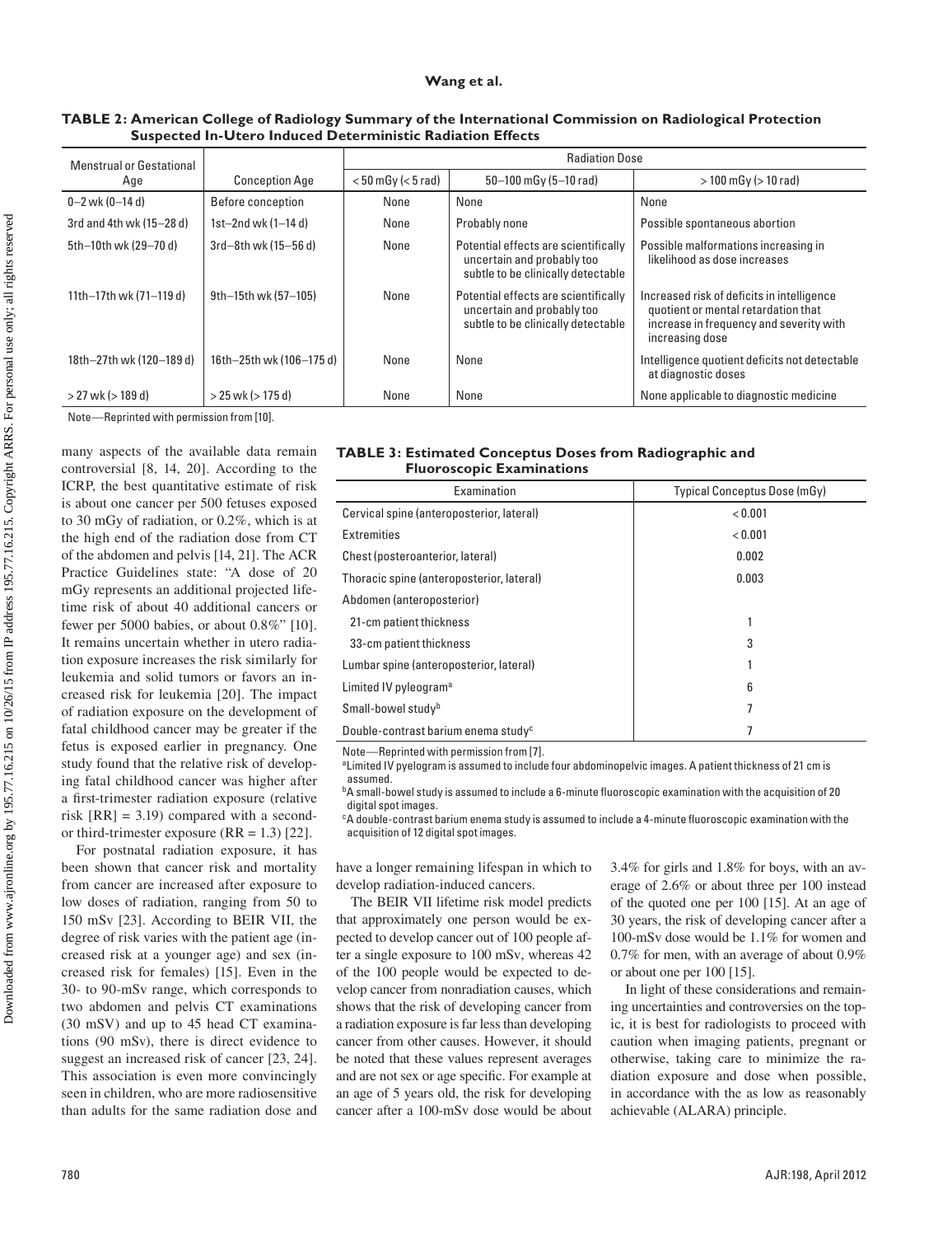**TABLE 2: American College of Radiology Summary of the International Commission on Radiological Protection Suspected In-Utero Induced Deterministic Radiation Effects**

| Menstrual or Gestational Age | Conception Age | Radiation Dose | | |
|---|---|---|---|---|
| | | < 50 mGy (< 5 rad) | 50–100 mGy (5–10 rad) | > 100 mGy (> 10 rad) |
| 0–2 wk (0–14 d) | Before conception | None | None | None |
| 3rd and 4th wk (15–28 d) | 1st–2nd wk (1–14 d) | None | Probably none | Possible spontaneous abortion |
| 5th–10th wk (29–70 d) | 3rd–8th wk (15–56 d) | None | Potential effects are scientifically uncertain and probably too subtle to be clinically detectable | Possible malformations increasing in likelihood as dose increases |
| 11th–17th wk (71–119 d) | 9th–15th wk (57–105) | None | Potential effects are scientifically uncertain and probably too subtle to be clinically detectable | Increased risk of deficits in intelligence quotient or mental retardation that increase in frequency and severity with increasing dose |
| 18th–27th wk (120–189 d) | 16th–25th wk (106–175 d) | None | None | Intelligence quotient deficits not detectable at diagnostic doses |
| > 27 wk (> 189 d) | > 25 wk (> 175 d) | None | None | None applicable to diagnostic medicine |

Note—Reprinted with permission from [10].

many aspects of the available data remain controversial [8, 14, 20]. According to the ICRP, the best quantitative estimate of risk is about one cancer per 500 fetuses exposed to 30 mGy of radiation, or 0.2%, which is at the high end of the radiation dose from CT of the abdomen and pelvis [14, 21]. The ACR Practice Guidelines state: "A dose of 20 mGy represents an additional projected lifetime risk of about 40 additional cancers or fewer per 5000 babies, or about 0.8%" [10]. It remains uncertain whether in utero radiation exposure increases the risk similarly for leukemia and solid tumors or favors an increased risk for leukemia [20]. The impact of radiation exposure on the development of fatal childhood cancer may be greater if the fetus is exposed earlier in pregnancy. One study found that the relative risk of developing fatal childhood cancer was higher after a first-trimester radiation exposure (relative risk [RR] = 3.19) compared with a second- or third-trimester exposure (RR = 1.3) [22].

For postnatal radiation exposure, it has been shown that cancer risk and mortality from cancer are increased after exposure to low doses of radiation, ranging from 50 to 150 mSv [23]. According to BEIR VII, the degree of risk varies with the patient age (increased risk at a younger age) and sex (increased risk for females) [15]. Even in the 30- to 90-mSv range, which corresponds to two abdomen and pelvis CT examinations (30 mSV) and up to 45 head CT examinations (90 mSv), there is direct evidence to suggest an increased risk of cancer [23, 24]. This association is even more convincingly seen in children, who are more radiosensitive than adults for the same radiation dose and have a longer remaining lifespan in which to develop radiation-induced cancers.

**TABLE 3: Estimated Conceptus Doses from Radiographic and Fluoroscopic Examinations**

| Examination | Typical Conceptus Dose (mGy) |
|---|---|
| Cervical spine (anteroposterior, lateral) | < 0.001 |
| Extremities | < 0.001 |
| Chest (posteroanterior, lateral) | 0.002 |
| Thoracic spine (anteroposterior, lateral) | 0.003 |
| Abdomen (anteroposterior) | |
| 21-cm patient thickness | 1 |
| 33-cm patient thickness | 3 |
| Lumbar spine (anteroposterior, lateral) | 1 |
| Limited IV pyelogram[a] | 6 |
| Small-bowel study[b] | 7 |
| Double-contrast barium enema study[c] | 7 |

Note—Reprinted with permission from [7].
[a]Limited IV pyelogram is assumed to include four abdominopelvic images. A patient thickness of 21 cm is assumed.
[b]A small-bowel study is assumed to include a 6-minute fluoroscopic examination with the acquisition of 20 digital spot images.
[c]A double-contrast barium enema study is assumed to include a 4-minute fluoroscopic examination with the acquisition of 12 digital spot images.

The BEIR VII lifetime risk model predicts that approximately one person would be expected to develop cancer out of 100 people after a single exposure to 100 mSv, whereas 42 of the 100 people would be expected to develop cancer from nonradiation causes, which shows that the risk of developing cancer from a radiation exposure is far less than developing cancer from other causes. However, it should be noted that these values represent averages and are not sex or age specific. For example at an age of 5 years old, the risk for developing cancer after a 100-mSv dose would be about 3.4% for girls and 1.8% for boys, with an average of 2.6% or about three per 100 instead of the quoted one per 100 [15]. At an age of 30 years, the risk of developing cancer after a 100-mSv dose would be 1.1% for women and 0.7% for men, with an average of about 0.9% or about one per 100 [15].

In light of these considerations and remaining uncertainties and controversies on the topic, it is best for radiologists to proceed with caution when imaging patients, pregnant or otherwise, taking care to minimize the radiation exposure and dose when possible, in accordance with the as low as reasonably achievable (ALARA) principle.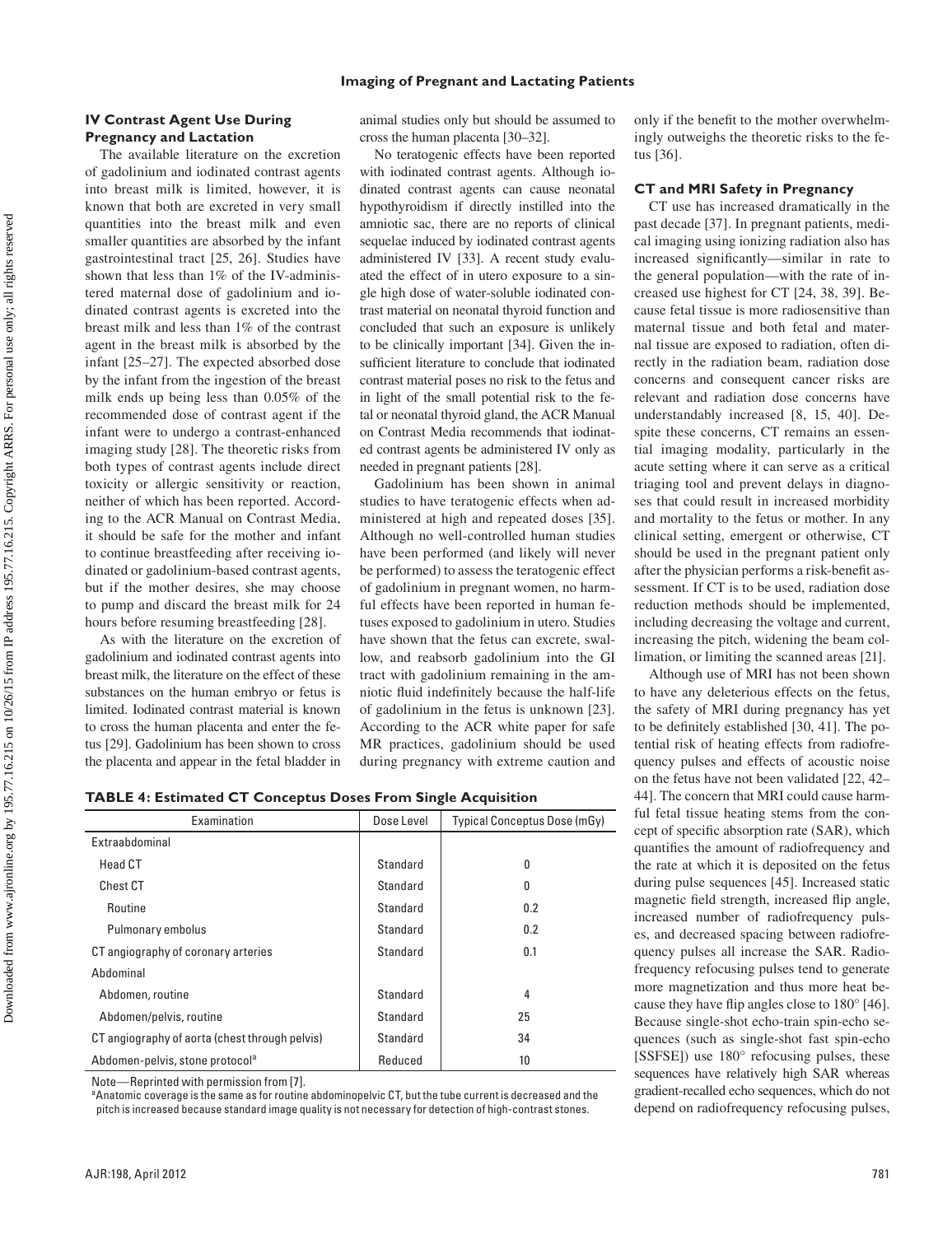### IV Contrast Agent Use During Pregnancy and Lactation

The available literature on the excretion of gadolinium and iodinated contrast agents into breast milk is limited, however, it is known that both are excreted in very small quantities into the breast milk and even smaller quantities are absorbed by the infant gastrointestinal tract [25, 26]. Studies have shown that less than 1% of the IV-administered maternal dose of gadolinium and iodinated contrast agents is excreted into the breast milk and less than 1% of the contrast agent in the breast milk is absorbed by the infant [25–27]. The expected absorbed dose by the infant from the ingestion of the breast milk ends up being less than 0.05% of the recommended dose of contrast agent if the infant were to undergo a contrast-enhanced imaging study [28]. The theoretic risks from both types of contrast agents include direct toxicity or allergic sensitivity or reaction, neither of which has been reported. According to the ACR Manual on Contrast Media, it should be safe for the mother and infant to continue breastfeeding after receiving iodinated or gadolinium-based contrast agents, but if the mother desires, she may choose to pump and discard the breast milk for 24 hours before resuming breastfeeding [28].

As with the literature on the excretion of gadolinium and iodinated contrast agents into breast milk, the literature on the effect of these substances on the human embryo or fetus is limited. Iodinated contrast material is known to cross the human placenta and enter the fetus [29]. Gadolinium has been shown to cross the placenta and appear in the fetal bladder in animal studies only but should be assumed to cross the human placenta [30–32].

No teratogenic effects have been reported with iodinated contrast agents. Although iodinated contrast agents can cause neonatal hypothyroidism if directly instilled into the amniotic sac, there are no reports of clinical sequelae induced by iodinated contrast agents administered IV [33]. A recent study evaluated the effect of in utero exposure to a single high dose of water-soluble iodinated contrast material on neonatal thyroid function and concluded that such an exposure is unlikely to be clinically important [34]. Given the insufficient literature to conclude that iodinated contrast material poses no risk to the fetus and in light of the small potential risk to the fetal or neonatal thyroid gland, the ACR Manual on Contrast Media recommends that iodinated contrast agents be administered IV only as needed in pregnant patients [28].

Gadolinium has been shown in animal studies to have teratogenic effects when administered at high and repeated doses [35]. Although no well-controlled human studies have been performed (and likely will never be performed) to assess the teratogenic effect of gadolinium in pregnant women, no harmful effects have been reported in human fetuses exposed to gadolinium in utero. Studies have shown that the fetus can excrete, swallow, and reabsorb gadolinium into the GI tract with gadolinium remaining in the amniotic fluid indefinitely because the half-life of gadolinium in the fetus is unknown [23]. According to the ACR white paper for safe MR practices, gadolinium should be used during pregnancy with extreme caution and only if the benefit to the mother overwhelmingly outweighs the theoretic risks to the fetus [36].

### CT and MRI Safety in Pregnancy

CT use has increased dramatically in the past decade [37]. In pregnant patients, medical imaging using ionizing radiation also has increased significantly—similar in rate to the general population—with the rate of increased use highest for CT [24, 38, 39]. Because fetal tissue is more radiosensitive than maternal tissue and both fetal and maternal tissue are exposed to radiation, often directly in the radiation beam, radiation dose concerns and consequent cancer risks are relevant and radiation dose concerns have understandably increased [8, 15, 40]. Despite these concerns, CT remains an essential imaging modality, particularly in the acute setting where it can serve as a critical triaging tool and prevent delays in diagnoses that could result in increased morbidity and mortality to the fetus or mother. In any clinical setting, emergent or otherwise, CT should be used in the pregnant patient only after the physician performs a risk-benefit assessment. If CT is to be used, radiation dose reduction methods should be implemented, including decreasing the voltage and current, increasing the pitch, widening the beam collimation, or limiting the scanned areas [21].

Although use of MRI has not been shown to have any deleterious effects on the fetus, the safety of MRI during pregnancy has yet to be definitely established [30, 41]. The potential risk of heating effects from radiofrequency pulses and effects of acoustic noise on the fetus have not been validated [22, 42–44]. The concern that MRI could cause harmful fetal tissue heating stems from the concept of specific absorption rate (SAR), which quantifies the amount of radiofrequency and the rate at which it is deposited on the fetus during pulse sequences [45]. Increased static magnetic field strength, increased flip angle, increased number of radiofrequency pulses, and decreased spacing between radiofrequency pulses all increase the SAR. Radiofrequency refocusing pulses tend to generate more magnetization and thus more heat because they have flip angles close to 180° [46]. Because single-shot echo-train spin-echo sequences (such as single-shot fast spin-echo [SSFSE]) use 180° refocusing pulses, these sequences have relatively high SAR whereas gradient-recalled echo sequences, which do not depend on radiofrequency refocusing pulses,

**TABLE 4: Estimated CT Conceptus Doses From Single Acquisition**

| Examination | Dose Level | Typical Conceptus Dose (mGy) |
|---|---|---|
| Extraabdominal | | |
| Head CT | Standard | 0 |
| Chest CT | Standard | 0 |
| Routine | Standard | 0.2 |
| Pulmonary embolus | Standard | 0.2 |
| CT angiography of coronary arteries | Standard | 0.1 |
| Abdominal | | |
| Abdomen, routine | Standard | 4 |
| Abdomen/pelvis, routine | Standard | 25 |
| CT angiography of aorta (chest through pelvis) | Standard | 34 |
| Abdomen-pelvis, stone protocol[a] | Reduced | 10 |

Note—Reprinted with permission from [7].
[a]Anatomic coverage is the same as for routine abdominopelvic CT, but the tube current is decreased and the pitch is increased because standard image quality is not necessary for detection of high-contrast stones.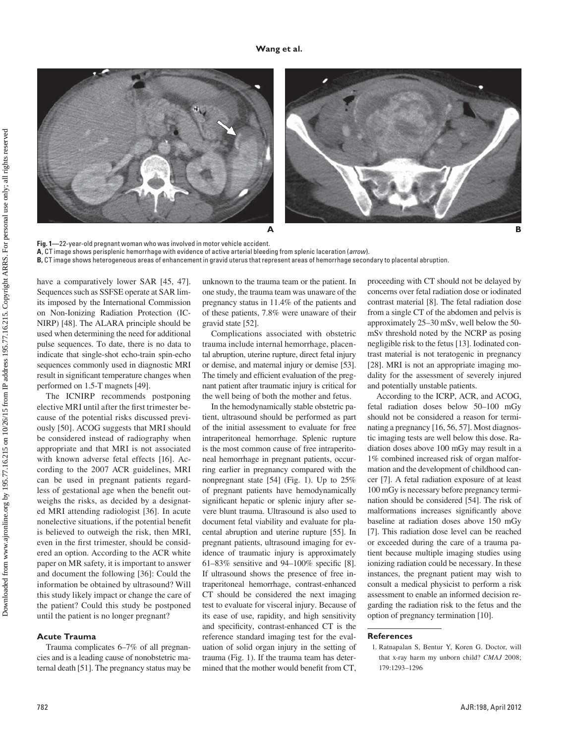**Fig. 1**—22-year-old pregnant woman who was involved in motor vehicle accident.

**A**, CT image shows perisplenic hemorrhage with evidence of active arterial bleeding from splenic laceration (*arrow*).

**B**, CT image shows heterogeneous areas of enhancement in gravid uterus that represent areas of hemorrhage secondary to placental abruption.

have a comparatively lower SAR [45, 47]. Sequences such as SSFSE operate at SAR limits imposed by the International Commission on Non-Ionizing Radiation Protection (ICNIRP) [48]. The ALARA principle should be used when determining the need for additional pulse sequences. To date, there is no data to indicate that single-shot echo-train spin-echo sequences commonly used in diagnostic MRI result in significant temperature changes when performed on 1.5-T magnets [49].

The ICNIRP recommends postponing elective MRI until after the first trimester because of the potential risks discussed previously [50]. ACOG suggests that MRI should be considered instead of radiography when appropriate and that MRI is not associated with known adverse fetal effects [16]. According to the 2007 ACR guidelines, MRI can be used in pregnant patients regardless of gestational age when the benefit outweighs the risks, as decided by a designated MRI attending radiologist [36]. In acute nonelective situations, if the potential benefit is believed to outweigh the risk, then MRI, even in the first trimester, should be considered an option. According to the ACR white paper on MR safety, it is important to answer and document the following [36]: Could the information be obtained by ultrasound? Will this study likely impact or change the care of the patient? Could this study be postponed until the patient is no longer pregnant?

## Acute Trauma

Trauma complicates 6–7% of all pregnancies and is a leading cause of nonobstetric maternal death [51]. The pregnancy status may be unknown to the trauma team or the patient. In one study, the trauma team was unaware of the pregnancy status in 11.4% of the patients and of these patients, 7.8% were unaware of their gravid state [52].

Complications associated with obstetric trauma include internal hemorrhage, placental abruption, uterine rupture, direct fetal injury or demise, and maternal injury or demise [53]. The timely and efficient evaluation of the pregnant patient after traumatic injury is critical for the well being of both the mother and fetus.

In the hemodynamically stable obstetric patient, ultrasound should be performed as part of the initial assessment to evaluate for free intraperitoneal hemorrhage. Splenic rupture is the most common cause of free intraperitoneal hemorrhage in pregnant patients, occurring earlier in pregnancy compared with the nonpregnant state [54] (Fig. 1). Up to 25% of pregnant patients have hemodynamically significant hepatic or splenic injury after severe blunt trauma. Ultrasound is also used to document fetal viability and evaluate for placental abruption and uterine rupture [55]. In pregnant patients, ultrasound imaging for evidence of traumatic injury is approximately 61–83% sensitive and 94–100% specific [8]. If ultrasound shows the presence of free intraperitoneal hemorrhage, contrast-enhanced CT should be considered the next imaging test to evaluate for visceral injury. Because of its ease of use, rapidity, and high sensitivity and specificity, contrast-enhanced CT is the reference standard imaging test for the evaluation of solid organ injury in the setting of trauma (Fig. 1). If the trauma team has determined that the mother would benefit from CT, proceeding with CT should not be delayed by concerns over fetal radiation dose or iodinated contrast material [8]. The fetal radiation dose from a single CT of the abdomen and pelvis is approximately 25–30 mSv, well below the 50-mSv threshold noted by the NCRP as posing negligible risk to the fetus [13]. Iodinated contrast material is not teratogenic in pregnancy [28]. MRI is not an appropriate imaging modality for the assessment of severely injured and potentially unstable patients.

According to the ICRP, ACR, and ACOG, fetal radiation doses below 50–100 mGy should not be considered a reason for terminating a pregnancy [16, 56, 57]. Most diagnostic imaging tests are well below this dose. Radiation doses above 100 mGy may result in a 1% combined increased risk of organ malformation and the development of childhood cancer [7]. A fetal radiation exposure of at least 100 mGy is necessary before pregnancy termination should be considered [54]. The risk of malformations increases significantly above baseline at radiation doses above 150 mGy [7]. This radiation dose level can be reached or exceeded during the care of a trauma patient because multiple imaging studies using ionizing radiation could be necessary. In these instances, the pregnant patient may wish to consult a medical physicist to perform a risk assessment to enable an informed decision regarding the radiation risk to the fetus and the option of pregnancy termination [10].

## References

1. Ratnapalan S, Bentur Y, Koren G. Doctor, will that x-ray harm my unborn child? *CMAJ* 2008; 179:1293–1296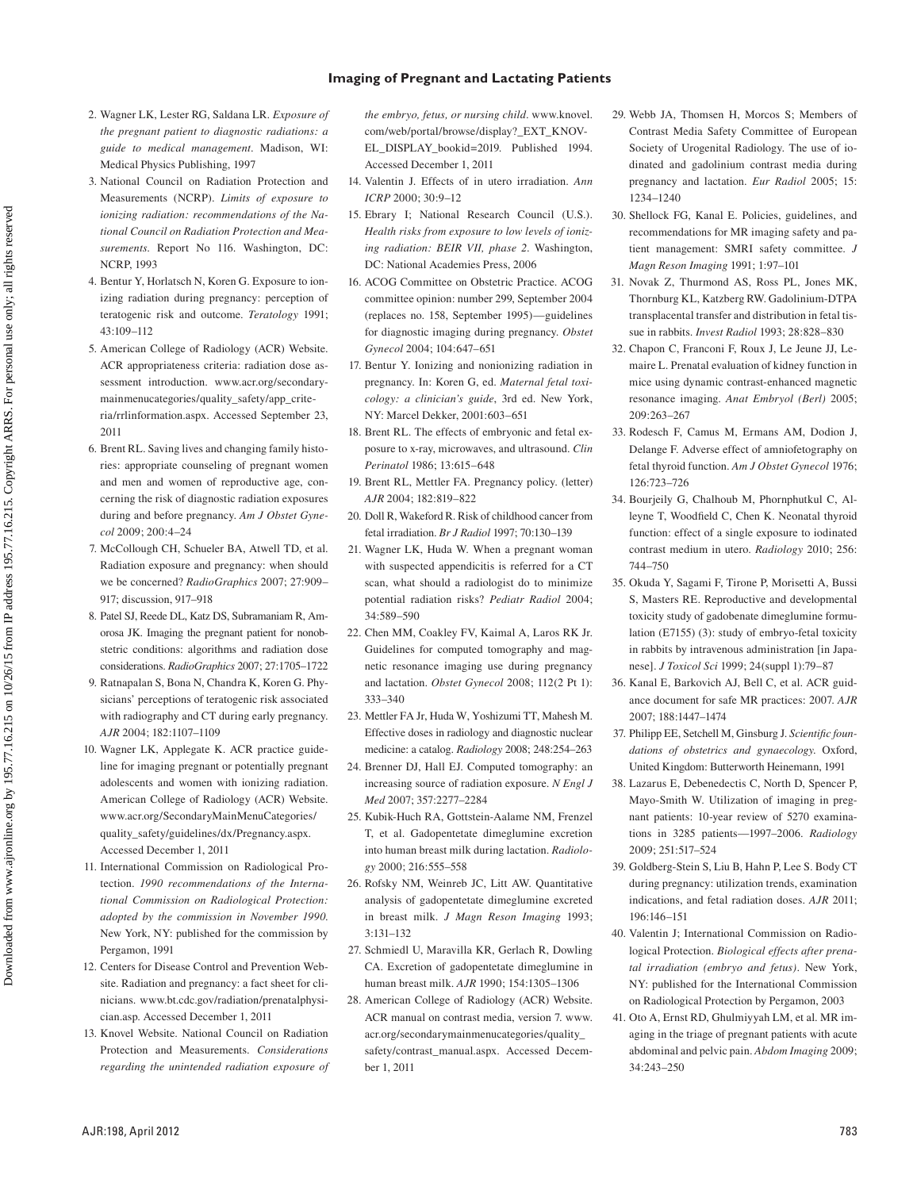2. Wagner LK, Lester RG, Saldana LR. *Exposure of the pregnant patient to diagnostic radiations: a guide to medical management*. Madison, WI: Medical Physics Publishing, 1997
3. National Council on Radiation Protection and Measurements (NCRP). *Limits of exposure to ionizing radiation: recommendations of the National Council on Radiation Protection and Measurements.* Report No 116. Washington, DC: NCRP, 1993
4. Bentur Y, Horlatsch N, Koren G. Exposure to ionizing radiation during pregnancy: perception of teratogenic risk and outcome. *Teratology* 1991; 43:109–112
5. American College of Radiology (ACR) Website. ACR appropriateness criteria: radiation dose assessment introduction. www.acr.org/secondarymainmenucategories/quality_safety/app_criteria/rrlinformation.aspx. Accessed September 23, 2011
6. Brent RL. Saving lives and changing family histories: appropriate counseling of pregnant women and men and women of reproductive age, concerning the risk of diagnostic radiation exposures during and before pregnancy. *Am J Obstet Gynecol* 2009; 200:4–24
7. McCollough CH, Schueler BA, Atwell TD, et al. Radiation exposure and pregnancy: when should we be concerned? *RadioGraphics* 2007; 27:909–917; discussion, 917–918
8. Patel SJ, Reede DL, Katz DS, Subramaniam R, Amorosa JK. Imaging the pregnant patient for nonobstetric conditions: algorithms and radiation dose considerations. *RadioGraphics* 2007; 27:1705–1722
9. Ratnapalan S, Bona N, Chandra K, Koren G. Physicians' perceptions of teratogenic risk associated with radiography and CT during early pregnancy. *AJR* 2004; 182:1107–1109
10. Wagner LK, Applegate K. ACR practice guideline for imaging pregnant or potentially pregnant adolescents and women with ionizing radiation. American College of Radiology (ACR) Website. www.acr.org/SecondaryMainMenuCategories/quality_safety/guidelines/dx/Pregnancy.aspx. Accessed December 1, 2011
11. International Commission on Radiological Protection. *1990 recommendations of the International Commission on Radiological Protection: adopted by the commission in November 1990.* New York, NY: published for the commission by Pergamon, 1991
12. Centers for Disease Control and Prevention Website. Radiation and pregnancy: a fact sheet for clinicians. www.bt.cdc.gov/radiation/prenatalphysician.asp. Accessed December 1, 2011
13. Knovel Website. National Council on Radiation Protection and Measurements. *Considerations regarding the unintended radiation exposure of the embryo, fetus, or nursing child*. www.knovel.com/web/portal/browse/display?_EXT_KNOVEL_DISPLAY_bookid=2019. Published 1994. Accessed December 1, 2011
14. Valentin J. Effects of in utero irradiation. *Ann ICRP* 2000; 30:9–12
15. Ebrary I; National Research Council (U.S.). *Health risks from exposure to low levels of ionizing radiation: BEIR VII, phase 2*. Washington, DC: National Academies Press, 2006
16. ACOG Committee on Obstetric Practice. ACOG committee opinion: number 299, September 2004 (replaces no. 158, September 1995)—guidelines for diagnostic imaging during pregnancy. *Obstet Gynecol* 2004; 104:647–651
17. Bentur Y. Ionizing and nonionizing radiation in pregnancy. In: Koren G, ed. *Maternal fetal toxicology: a clinician's guide*, 3rd ed. New York, NY: Marcel Dekker, 2001:603–651
18. Brent RL. The effects of embryonic and fetal exposure to x-ray, microwaves, and ultrasound. *Clin Perinatol* 1986; 13:615–648
19. Brent RL, Mettler FA. Pregnancy policy. (letter) *AJR* 2004; 182:819–822
20. Doll R, Wakeford R. Risk of childhood cancer from fetal irradiation. *Br J Radiol* 1997; 70:130–139
21. Wagner LK, Huda W. When a pregnant woman with suspected appendicitis is referred for a CT scan, what should a radiologist do to minimize potential radiation risks? *Pediatr Radiol* 2004; 34:589–590
22. Chen MM, Coakley FV, Kaimal A, Laros RK Jr. Guidelines for computed tomography and magnetic resonance imaging use during pregnancy and lactation. *Obstet Gynecol* 2008; 112(2 Pt 1): 333–340
23. Mettler FA Jr, Huda W, Yoshizumi TT, Mahesh M. Effective doses in radiology and diagnostic nuclear medicine: a catalog. *Radiology* 2008; 248:254–263
24. Brenner DJ, Hall EJ. Computed tomography: an increasing source of radiation exposure. *N Engl J Med* 2007; 357:2277–2284
25. Kubik-Huch RA, Gottstein-Aalame NM, Frenzel T, et al. Gadopentetate dimeglumine excretion into human breast milk during lactation. *Radiology* 2000; 216:555–558
26. Rofsky NM, Weinreb JC, Litt AW. Quantitative analysis of gadopentetate dimeglumine excreted in breast milk. *J Magn Reson Imaging* 1993; 3:131–132
27. Schmiedl U, Maravilla KR, Gerlach R, Dowling CA. Excretion of gadopentetate dimeglumine in human breast milk. *AJR* 1990; 154:1305–1306
28. American College of Radiology (ACR) Website. ACR manual on contrast media, version 7. www.acr.org/secondarymainmenucategories/quality_safety/contrast_manual.aspx. Accessed December 1, 2011
29. Webb JA, Thomsen H, Morcos S; Members of Contrast Media Safety Committee of European Society of Urogenital Radiology. The use of iodinated and gadolinium contrast media during pregnancy and lactation. *Eur Radiol* 2005; 15: 1234–1240
30. Shellock FG, Kanal E. Policies, guidelines, and recommendations for MR imaging safety and patient management: SMRI safety committee. *J Magn Reson Imaging* 1991; 1:97–101
31. Novak Z, Thurmond AS, Ross PL, Jones MK, Thornburg KL, Katzberg RW. Gadolinium-DTPA transplacental transfer and distribution in fetal tissue in rabbits. *Invest Radiol* 1993; 28:828–830
32. Chapon C, Franconi F, Roux J, Le Jeune JJ, Lemaire L. Prenatal evaluation of kidney function in mice using dynamic contrast-enhanced magnetic resonance imaging. *Anat Embryol (Berl)* 2005; 209:263–267
33. Rodesch F, Camus M, Ermans AM, Dodion J, Delange F. Adverse effect of amniofetography on fetal thyroid function. *Am J Obstet Gynecol* 1976; 126:723–726
34. Bourjeily G, Chalhoub M, Phornphutkul C, Alleyne T, Woodfield C, Chen K. Neonatal thyroid function: effect of a single exposure to iodinated contrast medium in utero. *Radiology* 2010; 256: 744–750
35. Okuda Y, Sagami F, Tirone P, Morisetti A, Bussi S, Masters RE. Reproductive and developmental toxicity study of gadobenate dimeglumine formulation (E7155) (3): study of embryo-fetal toxicity in rabbits by intravenous administration [in Japanese]. *J Toxicol Sci* 1999; 24(suppl 1):79–87
36. Kanal E, Barkovich AJ, Bell C, et al. ACR guidance document for safe MR practices: 2007. *AJR* 2007; 188:1447–1474
37. Philipp EE, Setchell M, Ginsburg J. *Scientific foundations of obstetrics and gynaecology.* Oxford, United Kingdom: Butterworth Heinemann, 1991
38. Lazarus E, Debenedectis C, North D, Spencer P, Mayo-Smith W. Utilization of imaging in pregnant patients: 10-year review of 5270 examinations in 3285 patients—1997–2006. *Radiology* 2009; 251:517–524
39. Goldberg-Stein S, Liu B, Hahn P, Lee S. Body CT during pregnancy: utilization trends, examination indications, and fetal radiation doses. *AJR* 2011; 196:146–151
40. Valentin J; International Commission on Radiological Protection. *Biological effects after prenatal irradiation (embryo and fetus)*. New York, NY: published for the International Commission on Radiological Protection by Pergamon, 2003
41. Oto A, Ernst RD, Ghulmiyyah LM, et al. MR imaging in the triage of pregnant patients with acute abdominal and pelvic pain. *Abdom Imaging* 2009; 34:243–250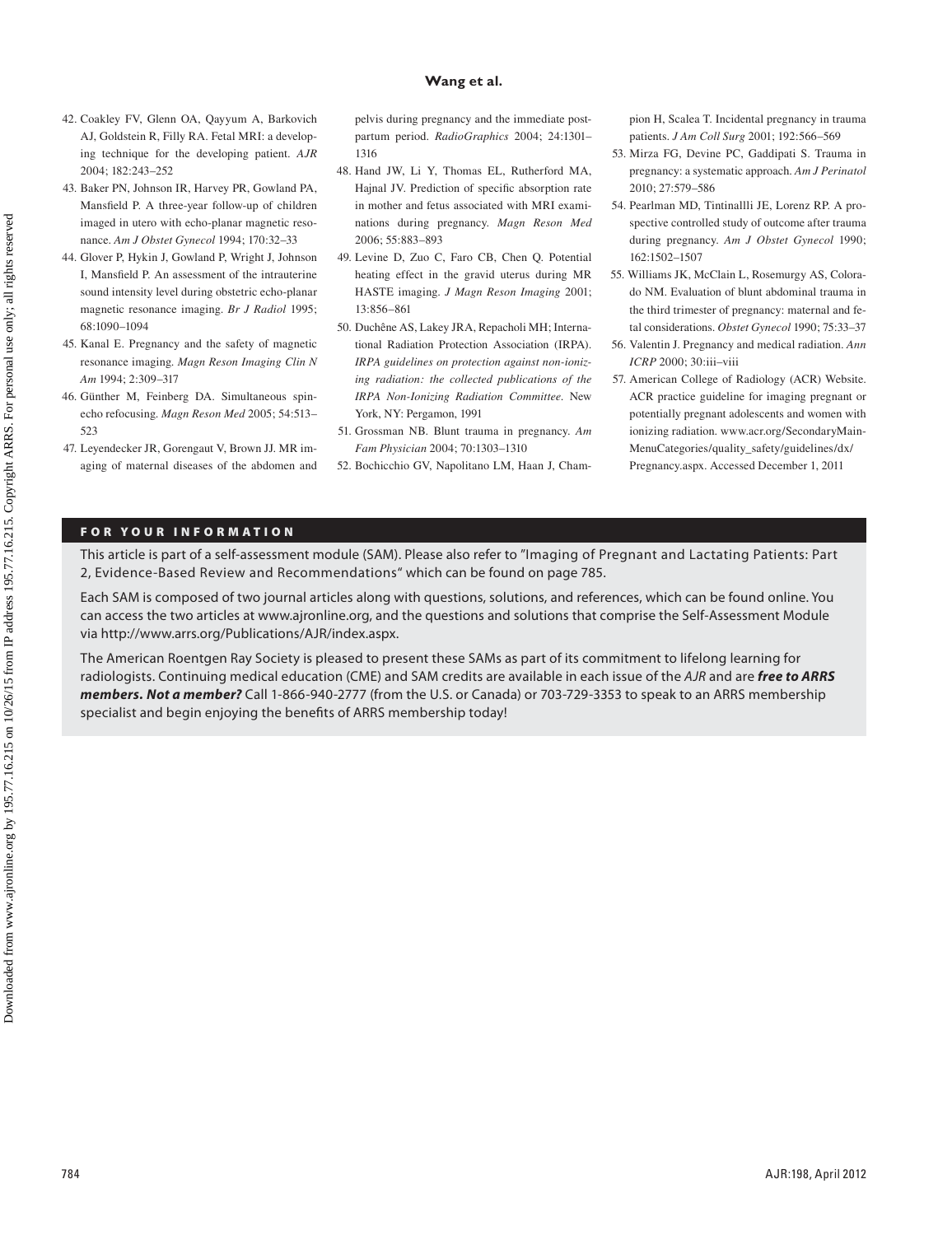42. Coakley FV, Glenn OA, Qayyum A, Barkovich AJ, Goldstein R, Filly RA. Fetal MRI: a developing technique for the developing patient. *AJR* 2004; 182:243–252
43. Baker PN, Johnson IR, Harvey PR, Gowland PA, Mansfield P. A three-year follow-up of children imaged in utero with echo-planar magnetic resonance. *Am J Obstet Gynecol* 1994; 170:32–33
44. Glover P, Hykin J, Gowland P, Wright J, Johnson I, Mansfield P. An assessment of the intrauterine sound intensity level during obstetric echo-planar magnetic resonance imaging. *Br J Radiol* 1995; 68:1090–1094
45. Kanal E. Pregnancy and the safety of magnetic resonance imaging. *Magn Reson Imaging Clin N Am* 1994; 2:309–317
46. Günther M, Feinberg DA. Simultaneous spin-echo refocusing. *Magn Reson Med* 2005; 54:513–523
47. Leyendecker JR, Gorengaut V, Brown JJ. MR imaging of maternal diseases of the abdomen and pelvis during pregnancy and the immediate postpartum period. *RadioGraphics* 2004; 24:1301–1316
48. Hand JW, Li Y, Thomas EL, Rutherford MA, Hajnal JV. Prediction of specific absorption rate in mother and fetus associated with MRI examinations during pregnancy. *Magn Reson Med* 2006; 55:883–893
49. Levine D, Zuo C, Faro CB, Chen Q. Potential heating effect in the gravid uterus during MR HASTE imaging. *J Magn Reson Imaging* 2001; 13:856–861
50. Duchêne AS, Lakey JRA, Repacholi MH; International Radiation Protection Association (IRPA). *IRPA guidelines on protection against non-ionizing radiation: the collected publications of the IRPA Non-Ionizing Radiation Committee*. New York, NY: Pergamon, 1991
51. Grossman NB. Blunt trauma in pregnancy. *Am Fam Physician* 2004; 70:1303–1310
52. Bochicchio GV, Napolitano LM, Haan J, Champion H, Scalea T. Incidental pregnancy in trauma patients. *J Am Coll Surg* 2001; 192:566–569
53. Mirza FG, Devine PC, Gaddipati S. Trauma in pregnancy: a systematic approach. *Am J Perinatol* 2010; 27:579–586
54. Pearlman MD, Tintinallli JE, Lorenz RP. A prospective controlled study of outcome after trauma during pregnancy. *Am J Obstet Gynecol* 1990; 162:1502–1507
55. Williams JK, McClain L, Rosemurgy AS, Colorado NM. Evaluation of blunt abdominal trauma in the third trimester of pregnancy: maternal and fetal considerations. *Obstet Gynecol* 1990; 75:33–37
56. Valentin J. Pregnancy and medical radiation. *Ann ICRP* 2000; 30:iii–viii
57. American College of Radiology (ACR) Website. ACR practice guideline for imaging pregnant or potentially pregnant adolescents and women with ionizing radiation. www.acr.org/SecondaryMainMenuCategories/quality_safety/guidelines/dx/Pregnancy.aspx. Accessed December 1, 2011

## FOR YOUR INFORMATION

This article is part of a self-assessment module (SAM). Please also refer to "Imaging of Pregnant and Lactating Patients: Part 2, Evidence-Based Review and Recommendations" which can be found on page 785.

Each SAM is composed of two journal articles along with questions, solutions, and references, which can be found online. You can access the two articles at www.ajronline.org, and the questions and solutions that comprise the Self-Assessment Module via http://www.arrs.org/Publications/AJR/index.aspx.

The American Roentgen Ray Society is pleased to present these SAMs as part of its commitment to lifelong learning for radiologists. Continuing medical education (CME) and SAM credits are available in each issue of the *AJR* and are ***free to ARRS members. Not a member?*** Call 1-866-940-2777 (from the U.S. or Canada) or 703-729-3353 to speak to an ARRS membership specialist and begin enjoying the benefits of ARRS membership today!